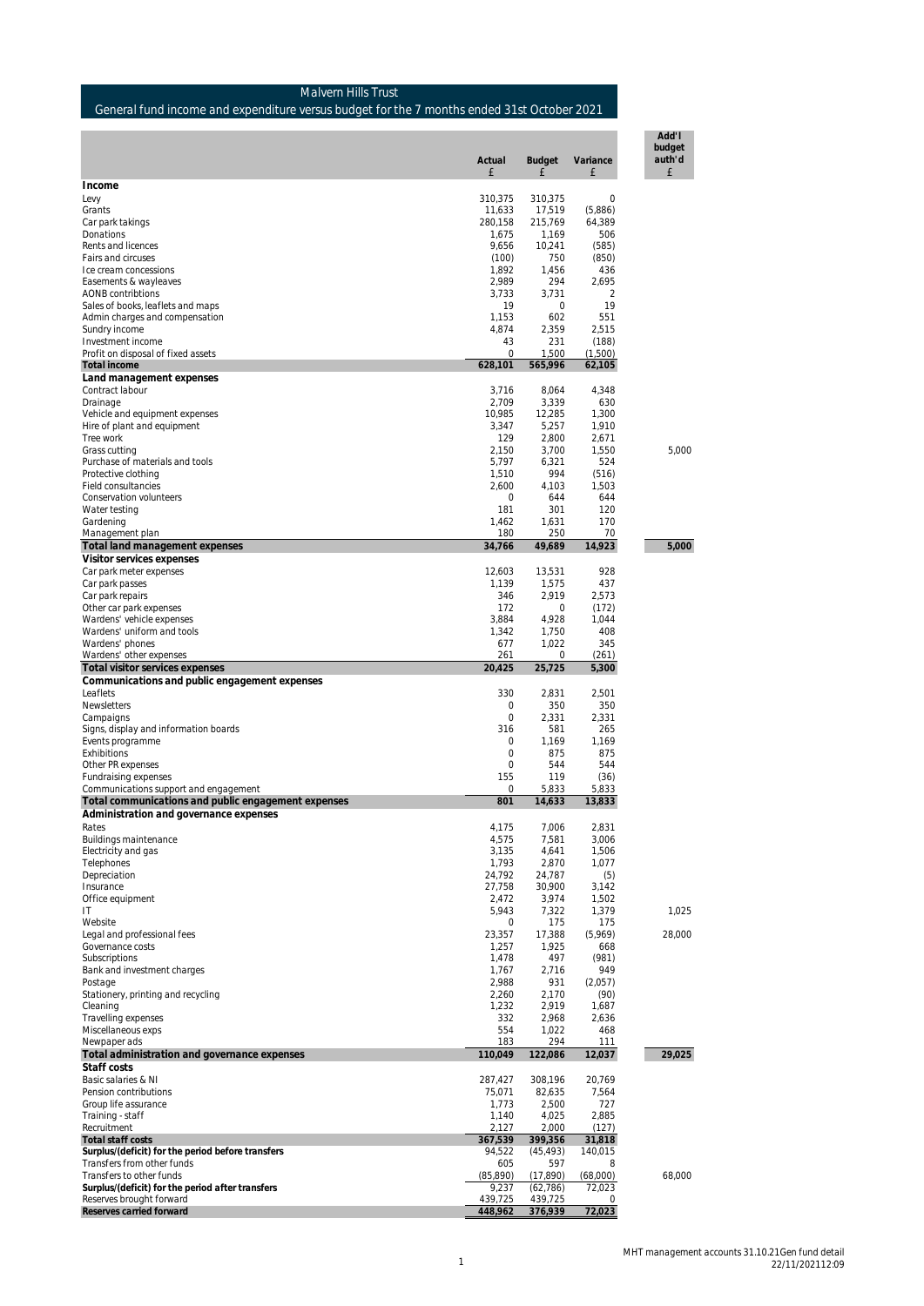# Malvern Hills Trust

## General fund income and expenditure versus budget for the 7 months ended 31st October 2021

| | Actual £ | Budget £ | Variance £ | Add'l budget auth'd £ |
|---|---|---|---|---|
| **Income** | | | | |
| Levy | 310,375 | 310,375 | 0 | |
| Grants | 11,633 | 17,519 | (5,886) | |
| Car park takings | 280,158 | 215,769 | 64,389 | |
| Donations | 1,675 | 1,169 | 506 | |
| Rents and licences | 9,656 | 10,241 | (585) | |
| Fairs and circuses | (100) | 750 | (850) | |
| Ice cream concessions | 1,892 | 1,456 | 436 | |
| Easements & wayleaves | 2,989 | 294 | 2,695 | |
| AONB contribtions | 3,733 | 3,731 | 2 | |
| Sales of books, leaflets and maps | 19 | 0 | 19 | |
| Admin charges and compensation | 1,153 | 602 | 551 | |
| Sundry income | 4,874 | 2,359 | 2,515 | |
| Investment income | 43 | 231 | (188) | |
| Profit on disposal of fixed assets | 0 | 1,500 | (1,500) | |
| **Total income** | **628,101** | **565,996** | **62,105** | |
| **Land management expenses** | | | | |
| Contract labour | 3,716 | 8,064 | 4,348 | |
| Drainage | 2,709 | 3,339 | 630 | |
| Vehicle and equipment expenses | 10,985 | 12,285 | 1,300 | |
| Hire of plant and equipment | 3,347 | 5,257 | 1,910 | |
| Tree work | 129 | 2,800 | 2,671 | |
| Grass cutting | 2,150 | 3,700 | 1,550 | 5,000 |
| Purchase of materials and tools | 5,797 | 6,321 | 524 | |
| Protective clothing | 1,510 | 994 | (516) | |
| Field consultancies | 2,600 | 4,103 | 1,503 | |
| Conservation volunteers | 0 | 644 | 644 | |
| Water testing | 181 | 301 | 120 | |
| Gardening | 1,462 | 1,631 | 170 | |
| Management plan | 180 | 250 | 70 | |
| **Total land management expenses** | **34,766** | **49,689** | **14,923** | **5,000** |
| **Visitor services expenses** | | | | |
| Car park meter expenses | 12,603 | 13,531 | 928 | |
| Car park passes | 1,139 | 1,575 | 437 | |
| Car park repairs | 346 | 2,919 | 2,573 | |
| Other car park expenses | 172 | 0 | (172) | |
| Wardens' vehicle expenses | 3,884 | 4,928 | 1,044 | |
| Wardens' uniform and tools | 1,342 | 1,750 | 408 | |
| Wardens' phones | 677 | 1,022 | 345 | |
| Wardens' other expenses | 261 | 0 | (261) | |
| **Total visitor services expenses** | **20,425** | **25,725** | **5,300** | |
| **Communications and public engagement expenses** | | | | |
| Leaflets | 330 | 2,831 | 2,501 | |
| Newsletters | 0 | 350 | 350 | |
| Campaigns | 0 | 2,331 | 2,331 | |
| Signs, display and information boards | 316 | 581 | 265 | |
| Events programme | 0 | 1,169 | 1,169 | |
| Exhibitions | 0 | 875 | 875 | |
| Other PR expenses | 0 | 544 | 544 | |
| Fundraising expenses | 155 | 119 | (36) | |
| Communications support and engagement | 0 | 5,833 | 5,833 | |
| **Total communications and public engagement expenses** | **801** | **14,633** | **13,833** | |
| **Administration and governance expenses** | | | | |
| Rates | 4,175 | 7,006 | 2,831 | |
| Buildings maintenance | 4,575 | 7,581 | 3,006 | |
| Electricity and gas | 3,135 | 4,641 | 1,506 | |
| Telephones | 1,793 | 2,870 | 1,077 | |
| Depreciation | 24,792 | 24,787 | (5) | |
| Insurance | 27,758 | 30,900 | 3,142 | |
| Office equipment | 2,472 | 3,974 | 1,502 | |
| IT | 5,943 | 7,322 | 1,379 | 1,025 |
| Website | 0 | 175 | 175 | |
| Legal and professional fees | 23,357 | 17,388 | (5,969) | 28,000 |
| Governance costs | 1,257 | 1,925 | 668 | |
| Subscriptions | 1,478 | 497 | (981) | |
| Bank and investment charges | 1,767 | 2,716 | 949 | |
| Postage | 2,988 | 931 | (2,057) | |
| Stationery, printing and recycling | 2,260 | 2,170 | (90) | |
| Cleaning | 1,232 | 2,919 | 1,687 | |
| Travelling expenses | 332 | 2,968 | 2,636 | |
| Miscellaneous exps | 554 | 1,022 | 468 | |
| Newpaper ads | 183 | 294 | 111 | |
| **Total administration and governance expenses** | **110,049** | **122,086** | **12,037** | **29,025** |
| **Staff costs** | | | | |
| Basic salaries & NI | 287,427 | 308,196 | 20,769 | |
| Pension contributions | 75,071 | 82,635 | 7,564 | |
| Group life assurance | 1,773 | 2,500 | 727 | |
| Training - staff | 1,140 | 4,025 | 2,885 | |
| Recruitment | 2,127 | 2,000 | (127) | |
| **Total staff costs** | **367,539** | **399,356** | **31,818** | |
| **Surplus/(deficit) for the period before transfers** | **94,522** | **(45,493)** | **140,015** | |
| Transfers from other funds | 605 | 597 | 8 | |
| Transfers to other funds | (85,890) | (17,890) | (68,000) | 68,000 |
| **Surplus/(deficit) for the period after transfers** | **9,237** | **(62,786)** | **72,023** | |
| Reserves brought forward | 439,725 | 439,725 | 0 | |
| **Reserves carried forward** | **448,962** | **376,939** | **72,023** | |

MHT management accounts 31.10.21Gen fund detail
22/11/202112:09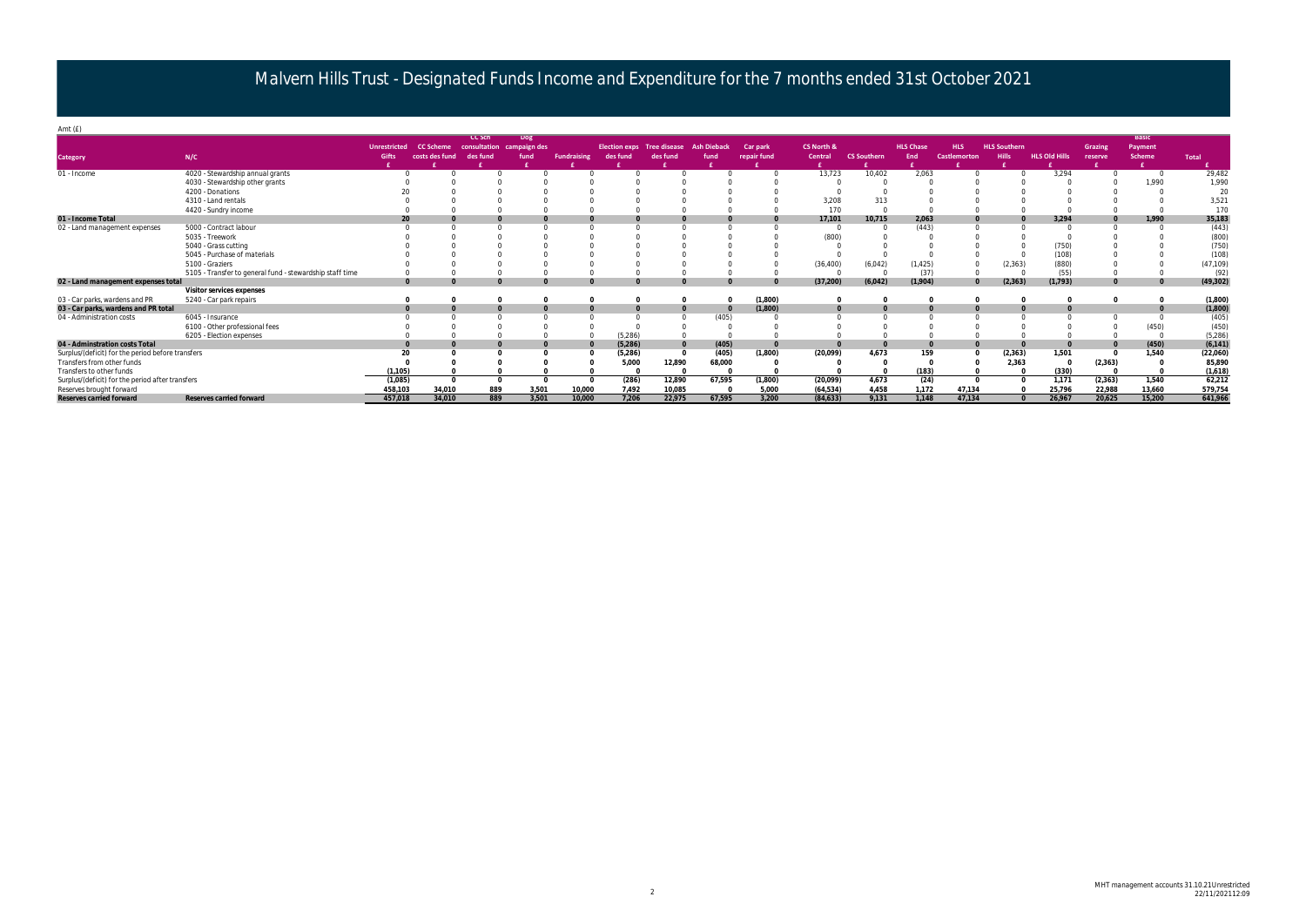# Malvern Hills Trust - Designated Funds Income and Expenditure for the 7 months ended 31st October 2021

Amt (£)

| Category | N/C | Unrestricted Gifts £ | CC Scheme costs des fund £ | CC Sch consultation des fund £ | Dog campaign des fund £ | Fundraising £ | Election exps des fund £ | Tree disease des fund £ | Ash Dieback fund £ | Car park repair fund £ | CS North & Central £ | CS Southern £ | HLS Chase End £ | HLS Castlemorton £ | HLS Southern Hills £ | HLS Old Hills £ | Grazing reserve £ | Basic Payment Scheme £ | Total £ |
|---|---|---|---|---|---|---|---|---|---|---|---|---|---|---|---|---|---|---|---|
| 01 - Income | 4020 - Stewardship annual grants | 0 | 0 | 0 | 0 | 0 | 0 | 0 | 0 | 0 | 13,723 | 10,402 | 2,063 | 0 | 0 | 3,294 | 0 | 0 | 29,482 |
| | 4030 - Stewardship other grants | 0 | 0 | 0 | 0 | 0 | 0 | 0 | 0 | 0 | 0 | 0 | 0 | 0 | 0 | 0 | 0 | 1,990 | 1,990 |
| | 4200 - Donations | 20 | 0 | 0 | 0 | 0 | 0 | 0 | 0 | 0 | 0 | 0 | 0 | 0 | 0 | 0 | 0 | 0 | 20 |
| | 4310 - Land rentals | 0 | 0 | 0 | 0 | 0 | 0 | 0 | 0 | 0 | 3,208 | 313 | 0 | 0 | 0 | 0 | 0 | 0 | 3,521 |
| | 4420 - Sundry income | 0 | 0 | 0 | 0 | 0 | 0 | 0 | 0 | 0 | 170 | 0 | 0 | 0 | 0 | 0 | 0 | 0 | 170 |
| **01 - Income Total** | | **20** | **0** | **0** | **0** | **0** | **0** | **0** | **0** | **0** | **17,101** | **10,715** | **2,063** | **0** | **0** | **3,294** | **0** | **1,990** | **35,183** |
| 02 - Land management expenses | 5000 - Contract labour | 0 | 0 | 0 | 0 | 0 | 0 | 0 | 0 | 0 | 0 | 0 | (443) | 0 | 0 | 0 | 0 | 0 | (443) |
| | 5035 - Treework | 0 | 0 | 0 | 0 | 0 | 0 | 0 | 0 | 0 | (800) | 0 | 0 | 0 | 0 | 0 | 0 | 0 | (800) |
| | 5040 - Grass cutting | 0 | 0 | 0 | 0 | 0 | 0 | 0 | 0 | 0 | 0 | 0 | 0 | 0 | 0 | (750) | 0 | 0 | (750) |
| | 5045 - Purchase of materials | 0 | 0 | 0 | 0 | 0 | 0 | 0 | 0 | 0 | 0 | 0 | 0 | 0 | 0 | (108) | 0 | 0 | (108) |
| | 5100 - Graziers | 0 | 0 | 0 | 0 | 0 | 0 | 0 | 0 | 0 | (36,400) | (6,042) | (1,425) | 0 | (2,363) | (880) | 0 | 0 | (47,109) |
| | 5105 - Transfer to general fund - stewardship staff time | 0 | 0 | 0 | 0 | 0 | 0 | 0 | 0 | 0 | 0 | 0 | (37) | 0 | 0 | (55) | 0 | 0 | (92) |
| **02 - Land management expenses total** | | **0** | **0** | **0** | **0** | **0** | **0** | **0** | **0** | **0** | **(37,200)** | **(6,042)** | **(1,904)** | **0** | **(2,363)** | **(1,793)** | **0** | **0** | **(49,302)** |
| | **Visitor services expenses** | | | | | | | | | | | | | | | | | | |
| 03 - Car parks, wardens and PR | 5240 - Car park repairs | 0 | 0 | 0 | 0 | 0 | 0 | 0 | 0 | (1,800) | 0 | 0 | 0 | 0 | 0 | 0 | 0 | 0 | (1,800) |
| **03 - Car parks, wardens and PR total** | | **0** | **0** | **0** | **0** | **0** | **0** | **0** | **0** | **(1,800)** | **0** | **0** | **0** | **0** | **0** | **0** | | **0** | **(1,800)** |
| 04 - Administration costs | 6045 - Insurance | 0 | 0 | 0 | 0 | 0 | 0 | 0 | (405) | 0 | 0 | 0 | 0 | 0 | 0 | 0 | 0 | 0 | (405) |
| | 6100 - Other professional fees | 0 | 0 | 0 | 0 | 0 | 0 | 0 | 0 | 0 | 0 | 0 | 0 | 0 | 0 | 0 | 0 | (450) | (450) |
| | 6205 - Election expenses | 0 | 0 | 0 | 0 | 0 | (5,286) | 0 | 0 | 0 | 0 | 0 | 0 | 0 | 0 | 0 | 0 | 0 | (5,286) |
| **04 - Adminstration costs Total** | | **0** | **0** | **0** | **0** | **0** | **(5,286)** | **0** | **(405)** | **0** | **0** | **0** | **0** | **0** | **0** | **0** | **0** | **(450)** | **(6,141)** |
| Surplus/(deficit) for the period before transfers | | **20** | **0** | **0** | **0** | **0** | **(5,286)** | **0** | **(405)** | **(1,800)** | **(20,099)** | **4,673** | **159** | **0** | **(2,363)** | **1,501** | **0** | **1,540** | **(22,060)** |
| Transfers from other funds | | **0** | **0** | **0** | **0** | **0** | **5,000** | **12,890** | **68,000** | **0** | **0** | **0** | **0** | **0** | **2,363** | **0** | **(2,363)** | **0** | **85,890** |
| Transfers to other funds | | **(1,105)** | **0** | **0** | **0** | **0** | **0** | **0** | **0** | **0** | **0** | **0** | **(183)** | **0** | **0** | **(330)** | **0** | **0** | **(1,618)** |
| Surplus/(deficit) for the period after transfers | | **(1,085)** | **0** | **0** | **0** | **0** | **(286)** | **12,890** | **67,595** | **(1,800)** | **(20,099)** | **4,673** | **(24)** | **0** | **0** | **1,171** | **(2,363)** | **1,540** | **62,212** |
| Reserves brought forward | | **458,103** | **34,010** | **889** | **3,501** | **10,000** | **7,492** | **10,085** | **0** | **5,000** | **(64,534)** | **4,458** | **1,172** | **47,134** | **0** | **25,796** | **22,988** | **13,660** | **579,754** |
| **Reserves carried forward** | **Reserves carried forward** | **457,018** | **34,010** | **889** | **3,501** | **10,000** | **7,206** | **22,975** | **67,595** | **3,200** | **(84,633)** | **9,131** | **1,148** | **47,134** | **0** | **26,967** | **20,625** | **15,200** | **641,966** |

MHT management accounts 31.10.21Unrestricted
22/11/202112:09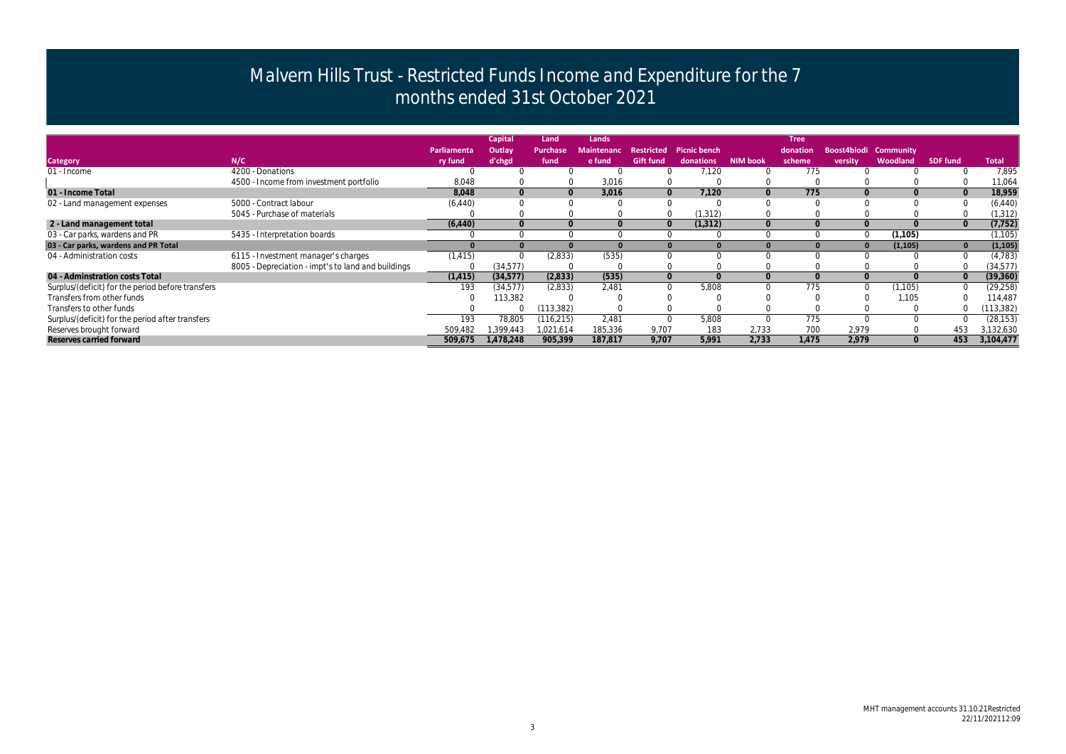# Malvern Hills Trust - Restricted Funds Income and Expenditure for the 7 months ended 31st October 2021

| Category | N/C | Parliamentary fund | Capital Outlay d'chgd | Land Purchase fund | Lands Maintenance fund | Restricted Gift fund | Picnic bench donations | NIM book | Tree donation scheme | Boost4biodiversity | Community Woodland | SDF fund | Total |
|---|---|---|---|---|---|---|---|---|---|---|---|---|---|
| 01 - Income | 4200 - Donations | 0 | 0 | 0 | 0 | 0 | 7,120 | 0 | 775 | 0 | 0 | 0 | 7,895 |
| | 4500 - Income from investment portfolio | 8,048 | 0 | 0 | 3,016 | 0 | 0 | 0 | 0 | 0 | 0 | 0 | 11,064 |
| **01 - Income Total** | | **8,048** | **0** | **0** | **3,016** | **0** | **7,120** | **0** | **775** | **0** | **0** | **0** | **18,959** |
| 02 - Land management expenses | 5000 - Contract labour | (6,440) | 0 | 0 | 0 | 0 | 0 | 0 | 0 | 0 | 0 | 0 | (6,440) |
| | 5045 - Purchase of materials | 0 | 0 | 0 | 0 | 0 | (1,312) | 0 | 0 | 0 | 0 | 0 | (1,312) |
| **2 - Land management total** | | **(6,440)** | **0** | **0** | **0** | **0** | **(1,312)** | **0** | **0** | **0** | **0** | **0** | **(7,752)** |
| 03 - Car parks, wardens and PR | 5435 - Interpretation boards | 0 | 0 | 0 | 0 | 0 | 0 | 0 | 0 | 0 | (1,105) | | (1,105) |
| **03 - Car parks, wardens and PR Total** | | **0** | **0** | **0** | **0** | **0** | **0** | **0** | **0** | **0** | **(1,105)** | **0** | **(1,105)** |
| 04 - Administration costs | 6115 - Investment manager's charges | (1,415) | 0 | (2,833) | (535) | 0 | 0 | 0 | 0 | 0 | 0 | 0 | (4,783) |
| | 8005 - Depreciation - impt's to land and buildings | 0 | (34,577) | 0 | 0 | 0 | 0 | 0 | 0 | 0 | 0 | 0 | (34,577) |
| **04 - Adminstration costs Total** | | **(1,415)** | **(34,577)** | **(2,833)** | **(535)** | **0** | **0** | **0** | **0** | **0** | **0** | **0** | **(39,360)** |
| Surplus/(deficit) for the period before transfers | | 193 | (34,577) | (2,833) | 2,481 | 0 | 5,808 | 0 | 775 | 0 | (1,105) | 0 | (29,258) |
| Transfers from other funds | | 0 | 113,382 | 0 | 0 | 0 | 0 | 0 | 0 | 0 | 1,105 | 0 | 114,487 |
| Transfers to other funds | | 0 | 0 | (113,382) | 0 | 0 | 0 | 0 | 0 | 0 | 0 | 0 | (113,382) |
| Surplus/(deficit) for the period after transfers | | 193 | 78,805 | (116,215) | 2,481 | 0 | 5,808 | 0 | 775 | 0 | 0 | 0 | (28,153) |
| Reserves brought forward | | 509,482 | 1,399,443 | 1,021,614 | 185,336 | 9,707 | 183 | 2,733 | 700 | 2,979 | 0 | 453 | 3,132,630 |
| **Reserves carried forward** | | **509,675** | **1,478,248** | **905,399** | **187,817** | **9,707** | **5,991** | **2,733** | **1,475** | **2,979** | **0** | **453** | **3,104,477** |

MHT management accounts 31.10.21Restricted
22/11/202112:09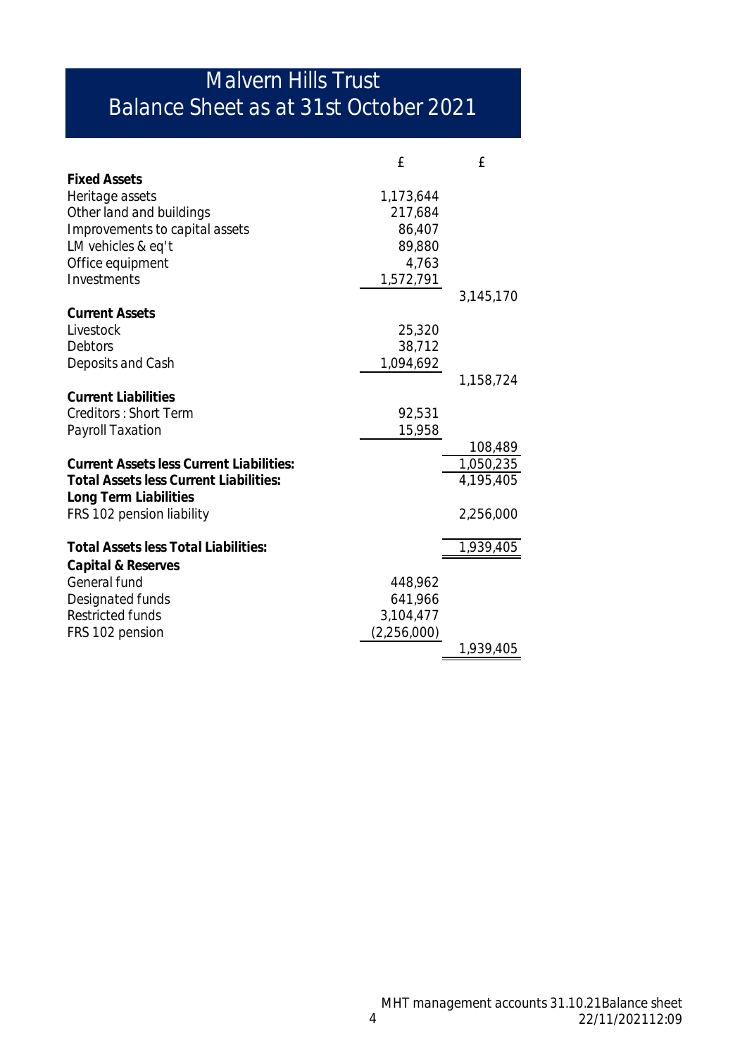# Malvern Hills Trust
## Balance Sheet as at 31st October 2021

| | £ | £ |
|---|---|---|
| **Fixed Assets** | | |
| Heritage assets | 1,173,644 | |
| Other land and buildings | 217,684 | |
| Improvements to capital assets | 86,407 | |
| LM vehicles & eq't | 89,880 | |
| Office equipment | 4,763 | |
| Investments | 1,572,791 | |
| | | 3,145,170 |
| **Current Assets** | | |
| Livestock | 25,320 | |
| Debtors | 38,712 | |
| Deposits and Cash | 1,094,692 | |
| | | 1,158,724 |
| **Current Liabilities** | | |
| Creditors : Short Term | 92,531 | |
| Payroll Taxation | 15,958 | |
| | | 108,489 |
| **Current Assets less Current Liabilities:** | | 1,050,235 |
| **Total Assets less Current Liabilities:** | | 4,195,405 |
| **Long Term Liabilities** | | |
| FRS 102 pension liability | | 2,256,000 |
| **Total Assets less Total Liabilities:** | | 1,939,405 |
| **Capital & Reserves** | | |
| General fund | 448,962 | |
| Designated funds | 641,966 | |
| Restricted funds | 3,104,477 | |
| FRS 102 pension | (2,256,000) | |
| | | 1,939,405 |